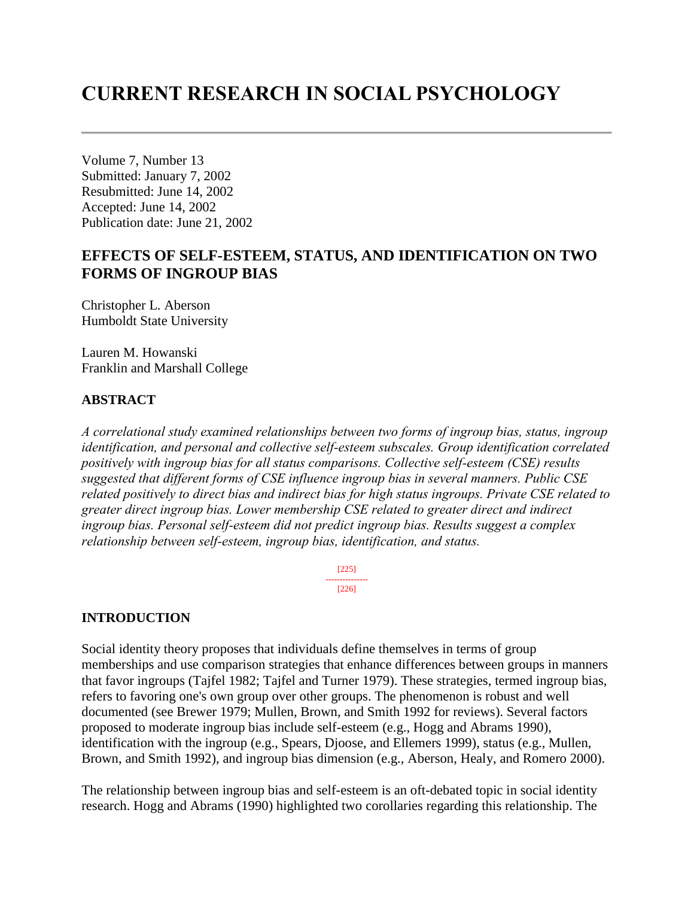# CURRENT RESEARCH IN SOCIAL PSYCHOLOGY

Volume 7, Number 13
Submitted: January 7, 2002
Resubmitted: June 14, 2002
Accepted: June 14, 2002
Publication date: June 21, 2002

## EFFECTS OF SELF-ESTEEM, STATUS, AND IDENTIFICATION ON TWO FORMS OF INGROUP BIAS

Christopher L. Aberson
Humboldt State University

Lauren M. Howanski
Franklin and Marshall College

### ABSTRACT

*A correlational study examined relationships between two forms of ingroup bias, status, ingroup identification, and personal and collective self-esteem subscales. Group identification correlated positively with ingroup bias for all status comparisons. Collective self-esteem (CSE) results suggested that different forms of CSE influence ingroup bias in several manners. Public CSE related positively to direct bias and indirect bias for high status ingroups. Private CSE related to greater direct ingroup bias. Lower membership CSE related to greater direct and indirect ingroup bias. Personal self-esteem did not predict ingroup bias. Results suggest a complex relationship between self-esteem, ingroup bias, identification, and status.*

### INTRODUCTION

Social identity theory proposes that individuals define themselves in terms of group memberships and use comparison strategies that enhance differences between groups in manners that favor ingroups (Tajfel 1982; Tajfel and Turner 1979). These strategies, termed ingroup bias, refers to favoring one's own group over other groups. The phenomenon is robust and well documented (see Brewer 1979; Mullen, Brown, and Smith 1992 for reviews). Several factors proposed to moderate ingroup bias include self-esteem (e.g., Hogg and Abrams 1990), identification with the ingroup (e.g., Spears, Djoose, and Ellemers 1999), status (e.g., Mullen, Brown, and Smith 1992), and ingroup bias dimension (e.g., Aberson, Healy, and Romero 2000).

The relationship between ingroup bias and self-esteem is an oft-debated topic in social identity research. Hogg and Abrams (1990) highlighted two corollaries regarding this relationship. The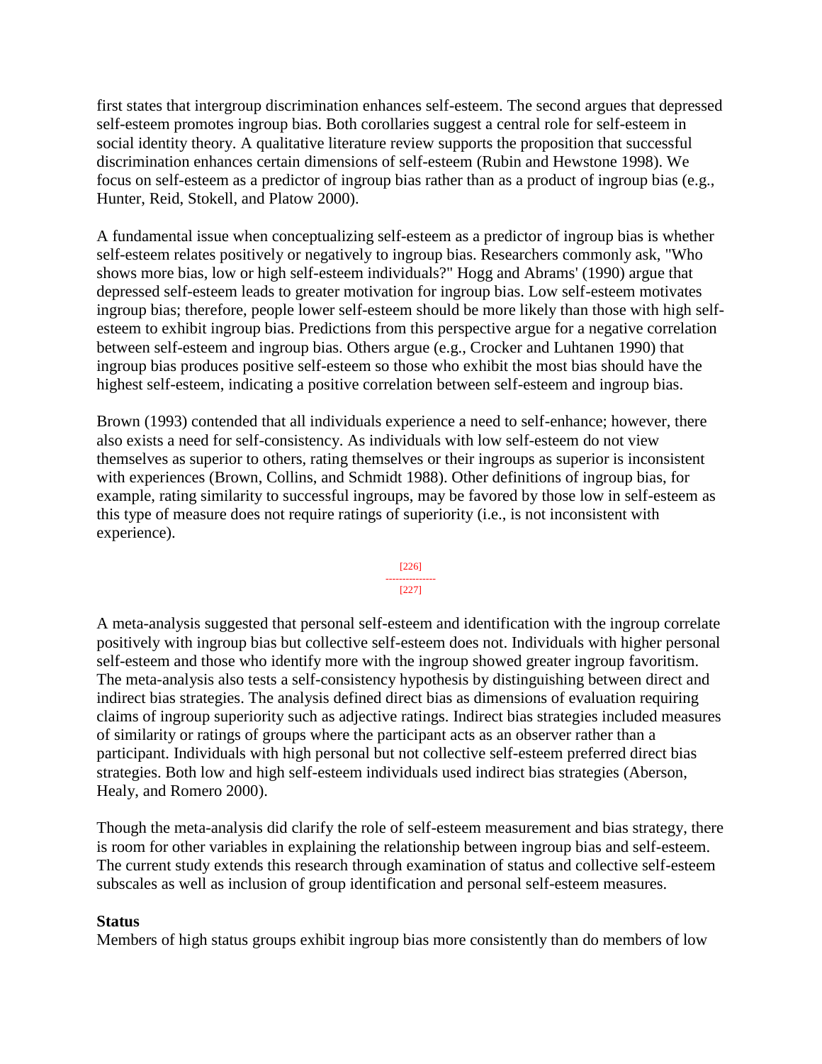first states that intergroup discrimination enhances self-esteem. The second argues that depressed self-esteem promotes ingroup bias. Both corollaries suggest a central role for self-esteem in social identity theory. A qualitative literature review supports the proposition that successful discrimination enhances certain dimensions of self-esteem (Rubin and Hewstone 1998). We focus on self-esteem as a predictor of ingroup bias rather than as a product of ingroup bias (e.g., Hunter, Reid, Stokell, and Platow 2000).

A fundamental issue when conceptualizing self-esteem as a predictor of ingroup bias is whether self-esteem relates positively or negatively to ingroup bias. Researchers commonly ask, "Who shows more bias, low or high self-esteem individuals?" Hogg and Abrams' (1990) argue that depressed self-esteem leads to greater motivation for ingroup bias. Low self-esteem motivates ingroup bias; therefore, people lower self-esteem should be more likely than those with high self-esteem to exhibit ingroup bias. Predictions from this perspective argue for a negative correlation between self-esteem and ingroup bias. Others argue (e.g., Crocker and Luhtanen 1990) that ingroup bias produces positive self-esteem so those who exhibit the most bias should have the highest self-esteem, indicating a positive correlation between self-esteem and ingroup bias.

Brown (1993) contended that all individuals experience a need to self-enhance; however, there also exists a need for self-consistency. As individuals with low self-esteem do not view themselves as superior to others, rating themselves or their ingroups as superior is inconsistent with experiences (Brown, Collins, and Schmidt 1988). Other definitions of ingroup bias, for example, rating similarity to successful ingroups, may be favored by those low in self-esteem as this type of measure does not require ratings of superiority (i.e., is not inconsistent with experience).

A meta-analysis suggested that personal self-esteem and identification with the ingroup correlate positively with ingroup bias but collective self-esteem does not. Individuals with higher personal self-esteem and those who identify more with the ingroup showed greater ingroup favoritism. The meta-analysis also tests a self-consistency hypothesis by distinguishing between direct and indirect bias strategies. The analysis defined direct bias as dimensions of evaluation requiring claims of ingroup superiority such as adjective ratings. Indirect bias strategies included measures of similarity or ratings of groups where the participant acts as an observer rather than a participant. Individuals with high personal but not collective self-esteem preferred direct bias strategies. Both low and high self-esteem individuals used indirect bias strategies (Aberson, Healy, and Romero 2000).

Though the meta-analysis did clarify the role of self-esteem measurement and bias strategy, there is room for other variables in explaining the relationship between ingroup bias and self-esteem. The current study extends this research through examination of status and collective self-esteem subscales as well as inclusion of group identification and personal self-esteem measures.

**Status**

Members of high status groups exhibit ingroup bias more consistently than do members of low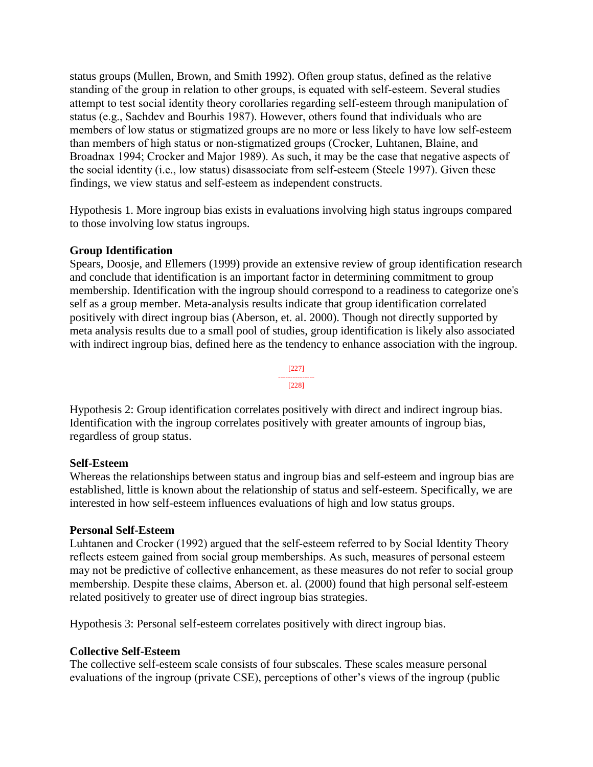status groups (Mullen, Brown, and Smith 1992). Often group status, defined as the relative standing of the group in relation to other groups, is equated with self-esteem. Several studies attempt to test social identity theory corollaries regarding self-esteem through manipulation of status (e.g., Sachdev and Bourhis 1987). However, others found that individuals who are members of low status or stigmatized groups are no more or less likely to have low self-esteem than members of high status or non-stigmatized groups (Crocker, Luhtanen, Blaine, and Broadnax 1994; Crocker and Major 1989). As such, it may be the case that negative aspects of the social identity (i.e., low status) disassociate from self-esteem (Steele 1997). Given these findings, we view status and self-esteem as independent constructs.

Hypothesis 1. More ingroup bias exists in evaluations involving high status ingroups compared to those involving low status ingroups.

### Group Identification

Spears, Doosje, and Ellemers (1999) provide an extensive review of group identification research and conclude that identification is an important factor in determining commitment to group membership. Identification with the ingroup should correspond to a readiness to categorize one's self as a group member. Meta-analysis results indicate that group identification correlated positively with direct ingroup bias (Aberson, et. al. 2000). Though not directly supported by meta analysis results due to a small pool of studies, group identification is likely also associated with indirect ingroup bias, defined here as the tendency to enhance association with the ingroup.

Hypothesis 2: Group identification correlates positively with direct and indirect ingroup bias. Identification with the ingroup correlates positively with greater amounts of ingroup bias, regardless of group status.

### Self-Esteem

Whereas the relationships between status and ingroup bias and self-esteem and ingroup bias are established, little is known about the relationship of status and self-esteem. Specifically, we are interested in how self-esteem influences evaluations of high and low status groups.

### Personal Self-Esteem

Luhtanen and Crocker (1992) argued that the self-esteem referred to by Social Identity Theory reflects esteem gained from social group memberships. As such, measures of personal esteem may not be predictive of collective enhancement, as these measures do not refer to social group membership. Despite these claims, Aberson et. al. (2000) found that high personal self-esteem related positively to greater use of direct ingroup bias strategies.

Hypothesis 3: Personal self-esteem correlates positively with direct ingroup bias.

### Collective Self-Esteem

The collective self-esteem scale consists of four subscales. These scales measure personal evaluations of the ingroup (private CSE), perceptions of other's views of the ingroup (public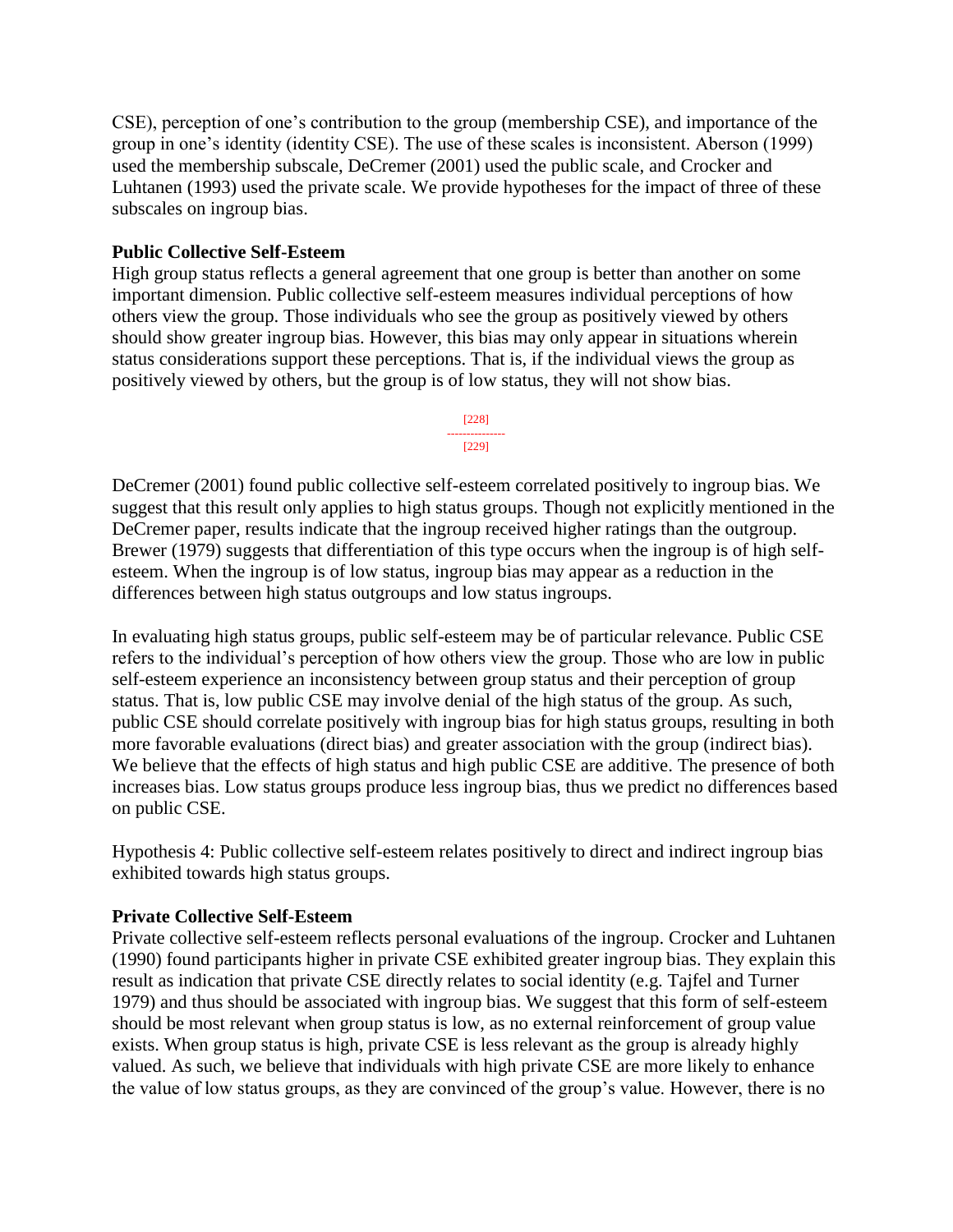CSE), perception of one's contribution to the group (membership CSE), and importance of the group in one's identity (identity CSE). The use of these scales is inconsistent. Aberson (1999) used the membership subscale, DeCremer (2001) used the public scale, and Crocker and Luhtanen (1993) used the private scale. We provide hypotheses for the impact of three of these subscales on ingroup bias.

**Public Collective Self-Esteem**

High group status reflects a general agreement that one group is better than another on some important dimension. Public collective self-esteem measures individual perceptions of how others view the group. Those individuals who see the group as positively viewed by others should show greater ingroup bias. However, this bias may only appear in situations wherein status considerations support these perceptions. That is, if the individual views the group as positively viewed by others, but the group is of low status, they will not show bias.

DeCremer (2001) found public collective self-esteem correlated positively to ingroup bias. We suggest that this result only applies to high status groups. Though not explicitly mentioned in the DeCremer paper, results indicate that the ingroup received higher ratings than the outgroup. Brewer (1979) suggests that differentiation of this type occurs when the ingroup is of high self-esteem. When the ingroup is of low status, ingroup bias may appear as a reduction in the differences between high status outgroups and low status ingroups.

In evaluating high status groups, public self-esteem may be of particular relevance. Public CSE refers to the individual's perception of how others view the group. Those who are low in public self-esteem experience an inconsistency between group status and their perception of group status. That is, low public CSE may involve denial of the high status of the group. As such, public CSE should correlate positively with ingroup bias for high status groups, resulting in both more favorable evaluations (direct bias) and greater association with the group (indirect bias). We believe that the effects of high status and high public CSE are additive. The presence of both increases bias. Low status groups produce less ingroup bias, thus we predict no differences based on public CSE.

Hypothesis 4: Public collective self-esteem relates positively to direct and indirect ingroup bias exhibited towards high status groups.

**Private Collective Self-Esteem**

Private collective self-esteem reflects personal evaluations of the ingroup. Crocker and Luhtanen (1990) found participants higher in private CSE exhibited greater ingroup bias. They explain this result as indication that private CSE directly relates to social identity (e.g. Tajfel and Turner 1979) and thus should be associated with ingroup bias. We suggest that this form of self-esteem should be most relevant when group status is low, as no external reinforcement of group value exists. When group status is high, private CSE is less relevant as the group is already highly valued. As such, we believe that individuals with high private CSE are more likely to enhance the value of low status groups, as they are convinced of the group's value. However, there is no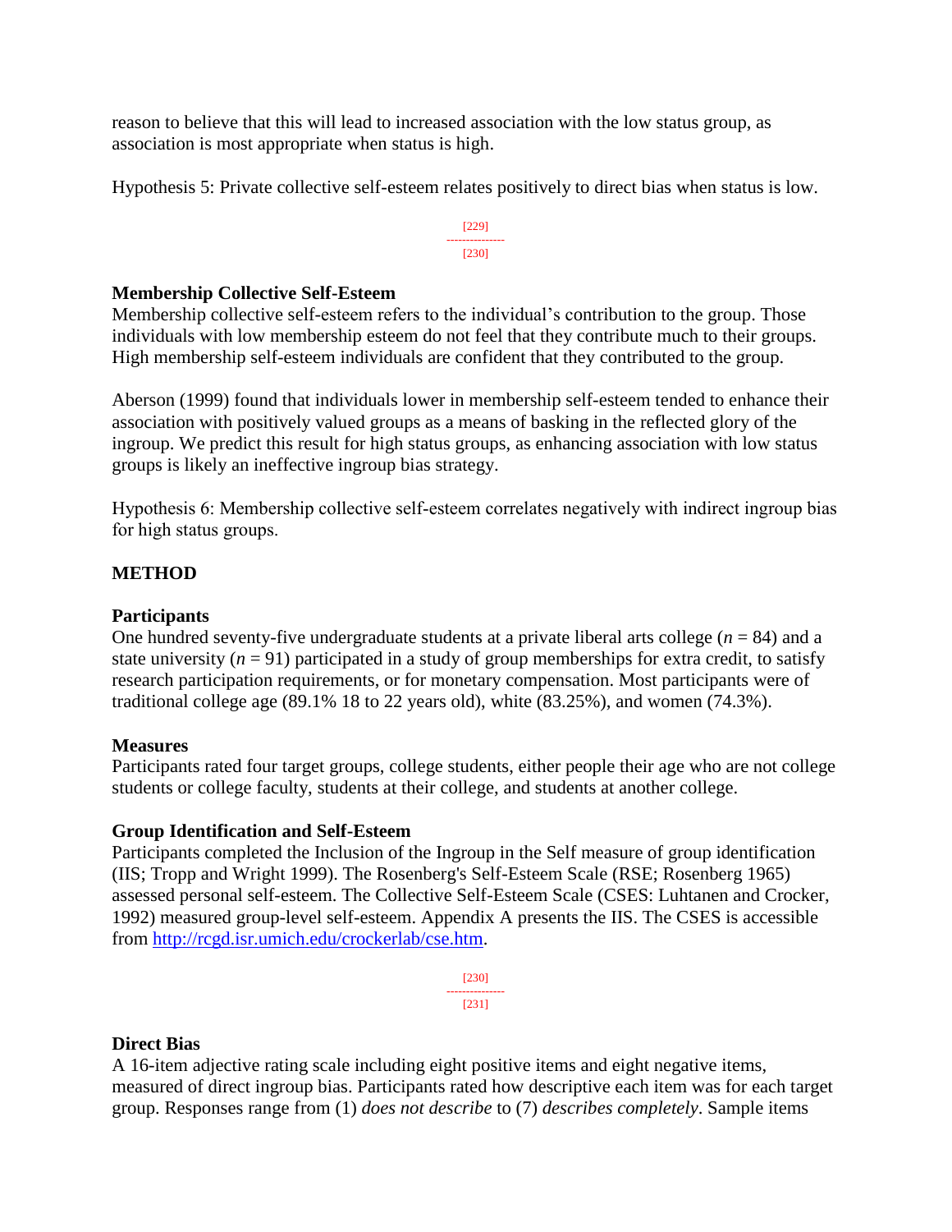reason to believe that this will lead to increased association with the low status group, as association is most appropriate when status is high.

Hypothesis 5: Private collective self-esteem relates positively to direct bias when status is low.

### Membership Collective Self-Esteem

Membership collective self-esteem refers to the individual's contribution to the group. Those individuals with low membership esteem do not feel that they contribute much to their groups. High membership self-esteem individuals are confident that they contributed to the group.

Aberson (1999) found that individuals lower in membership self-esteem tended to enhance their association with positively valued groups as a means of basking in the reflected glory of the ingroup. We predict this result for high status groups, as enhancing association with low status groups is likely an ineffective ingroup bias strategy.

Hypothesis 6: Membership collective self-esteem correlates negatively with indirect ingroup bias for high status groups.

## METHOD

### Participants

One hundred seventy-five undergraduate students at a private liberal arts college (*n* = 84) and a state university (*n* = 91) participated in a study of group memberships for extra credit, to satisfy research participation requirements, or for monetary compensation. Most participants were of traditional college age (89.1% 18 to 22 years old), white (83.25%), and women (74.3%).

### Measures

Participants rated four target groups, college students, either people their age who are not college students or college faculty, students at their college, and students at another college.

### Group Identification and Self-Esteem

Participants completed the Inclusion of the Ingroup in the Self measure of group identification (IIS; Tropp and Wright 1999). The Rosenberg's Self-Esteem Scale (RSE; Rosenberg 1965) assessed personal self-esteem. The Collective Self-Esteem Scale (CSES: Luhtanen and Crocker, 1992) measured group-level self-esteem. Appendix A presents the IIS. The CSES is accessible from [http://rcgd.isr.umich.edu/crockerlab/cse.htm](http://rcgd.isr.umich.edu/crockerlab/cse.htm).

### Direct Bias

A 16-item adjective rating scale including eight positive items and eight negative items, measured of direct ingroup bias. Participants rated how descriptive each item was for each target group. Responses range from (1) *does not describe* to (7) *describes completely*. Sample items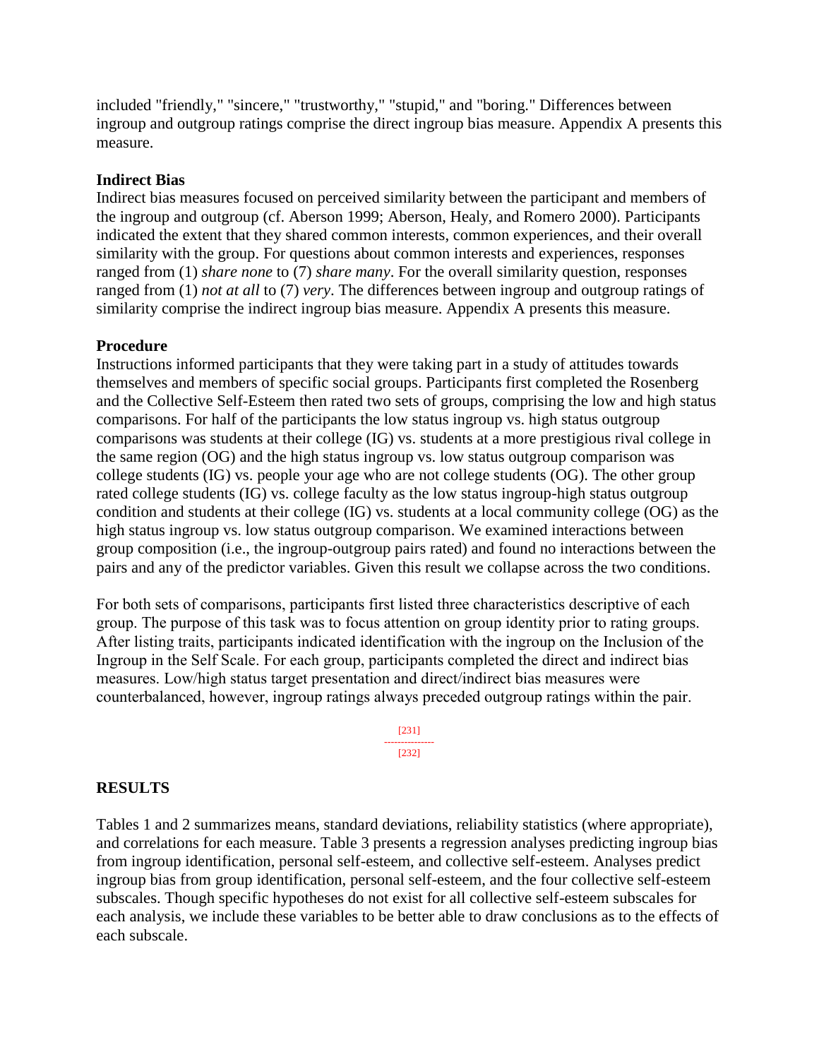included "friendly," "sincere," "trustworthy," "stupid," and "boring." Differences between ingroup and outgroup ratings comprise the direct ingroup bias measure. Appendix A presents this measure.

### Indirect Bias

Indirect bias measures focused on perceived similarity between the participant and members of the ingroup and outgroup (cf. Aberson 1999; Aberson, Healy, and Romero 2000). Participants indicated the extent that they shared common interests, common experiences, and their overall similarity with the group. For questions about common interests and experiences, responses ranged from (1) *share none* to (7) *share many*. For the overall similarity question, responses ranged from (1) *not at all* to (7) *very*. The differences between ingroup and outgroup ratings of similarity comprise the indirect ingroup bias measure. Appendix A presents this measure.

### Procedure

Instructions informed participants that they were taking part in a study of attitudes towards themselves and members of specific social groups. Participants first completed the Rosenberg and the Collective Self-Esteem then rated two sets of groups, comprising the low and high status comparisons. For half of the participants the low status ingroup vs. high status outgroup comparisons was students at their college (IG) vs. students at a more prestigious rival college in the same region (OG) and the high status ingroup vs. low status outgroup comparison was college students (IG) vs. people your age who are not college students (OG). The other group rated college students (IG) vs. college faculty as the low status ingroup-high status outgroup condition and students at their college (IG) vs. students at a local community college (OG) as the high status ingroup vs. low status outgroup comparison. We examined interactions between group composition (i.e., the ingroup-outgroup pairs rated) and found no interactions between the pairs and any of the predictor variables. Given this result we collapse across the two conditions.

For both sets of comparisons, participants first listed three characteristics descriptive of each group. The purpose of this task was to focus attention on group identity prior to rating groups. After listing traits, participants indicated identification with the ingroup on the Inclusion of the Ingroup in the Self Scale. For each group, participants completed the direct and indirect bias measures. Low/high status target presentation and direct/indirect bias measures were counterbalanced, however, ingroup ratings always preceded outgroup ratings within the pair.

## RESULTS

Tables 1 and 2 summarizes means, standard deviations, reliability statistics (where appropriate), and correlations for each measure. Table 3 presents a regression analyses predicting ingroup bias from ingroup identification, personal self-esteem, and collective self-esteem. Analyses predict ingroup bias from group identification, personal self-esteem, and the four collective self-esteem subscales. Though specific hypotheses do not exist for all collective self-esteem subscales for each analysis, we include these variables to be better able to draw conclusions as to the effects of each subscale.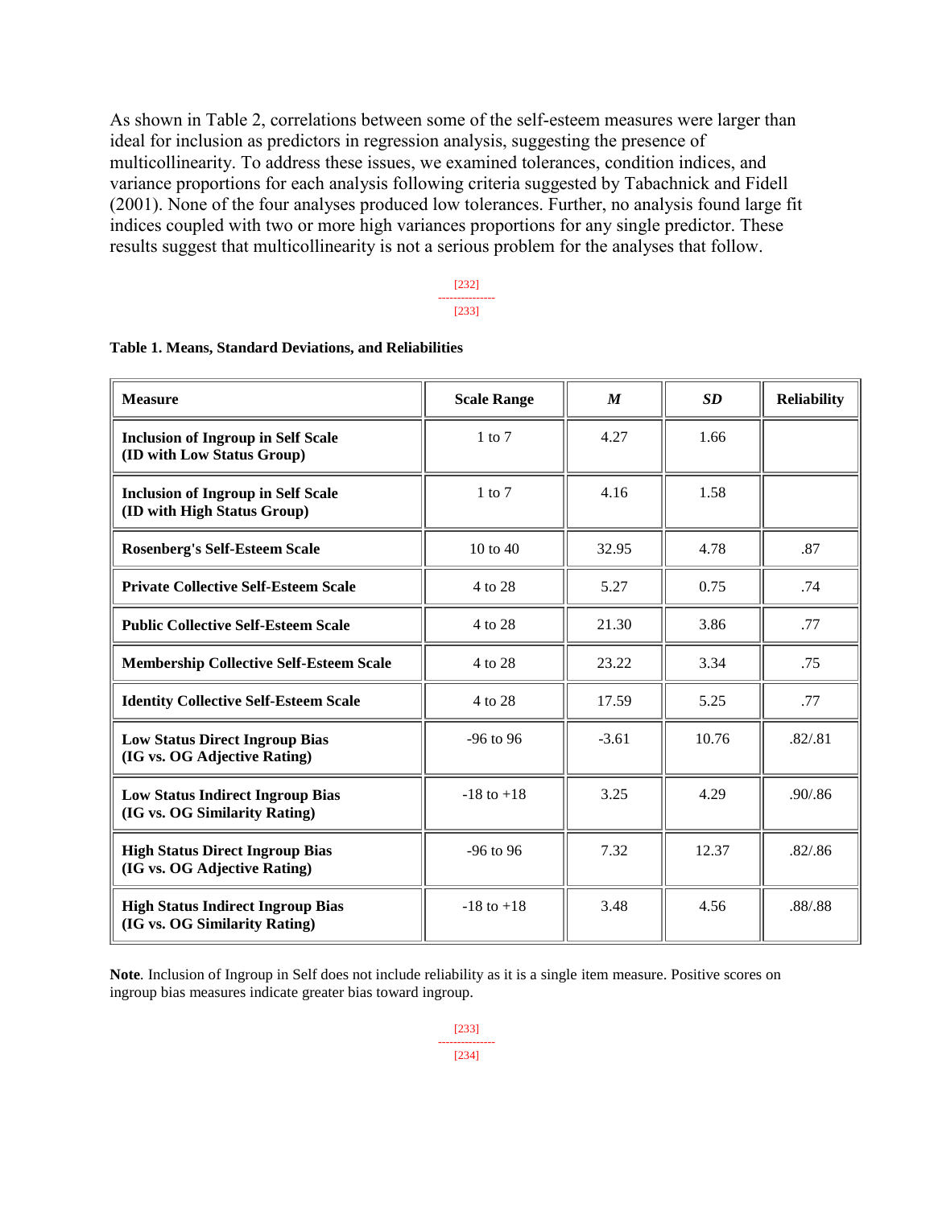As shown in Table 2, correlations between some of the self-esteem measures were larger than ideal for inclusion as predictors in regression analysis, suggesting the presence of multicollinearity. To address these issues, we examined tolerances, condition indices, and variance proportions for each analysis following criteria suggested by Tabachnick and Fidell (2001). None of the four analyses produced low tolerances. Further, no analysis found large fit indices coupled with two or more high variances proportions for any single predictor. These results suggest that multicollinearity is not a serious problem for the analyses that follow.

**Table 1. Means, Standard Deviations, and Reliabilities**

| Measure | Scale Range | *M* | *SD* | Reliability |
|---|---|---|---|---|
| **Inclusion of Ingroup in Self Scale (ID with Low Status Group)** | 1 to 7 | 4.27 | 1.66 | |
| **Inclusion of Ingroup in Self Scale (ID with High Status Group)** | 1 to 7 | 4.16 | 1.58 | |
| **Rosenberg's Self-Esteem Scale** | 10 to 40 | 32.95 | 4.78 | .87 |
| **Private Collective Self-Esteem Scale** | 4 to 28 | 5.27 | 0.75 | .74 |
| **Public Collective Self-Esteem Scale** | 4 to 28 | 21.30 | 3.86 | .77 |
| **Membership Collective Self-Esteem Scale** | 4 to 28 | 23.22 | 3.34 | .75 |
| **Identity Collective Self-Esteem Scale** | 4 to 28 | 17.59 | 5.25 | .77 |
| **Low Status Direct Ingroup Bias (IG vs. OG Adjective Rating)** | -96 to 96 | -3.61 | 10.76 | .82/.81 |
| **Low Status Indirect Ingroup Bias (IG vs. OG Similarity Rating)** | -18 to +18 | 3.25 | 4.29 | .90/.86 |
| **High Status Direct Ingroup Bias (IG vs. OG Adjective Rating)** | -96 to 96 | 7.32 | 12.37 | .82/.86 |
| **High Status Indirect Ingroup Bias (IG vs. OG Similarity Rating)** | -18 to +18 | 3.48 | 4.56 | .88/.88 |

**Note**. Inclusion of Ingroup in Self does not include reliability as it is a single item measure. Positive scores on ingroup bias measures indicate greater bias toward ingroup.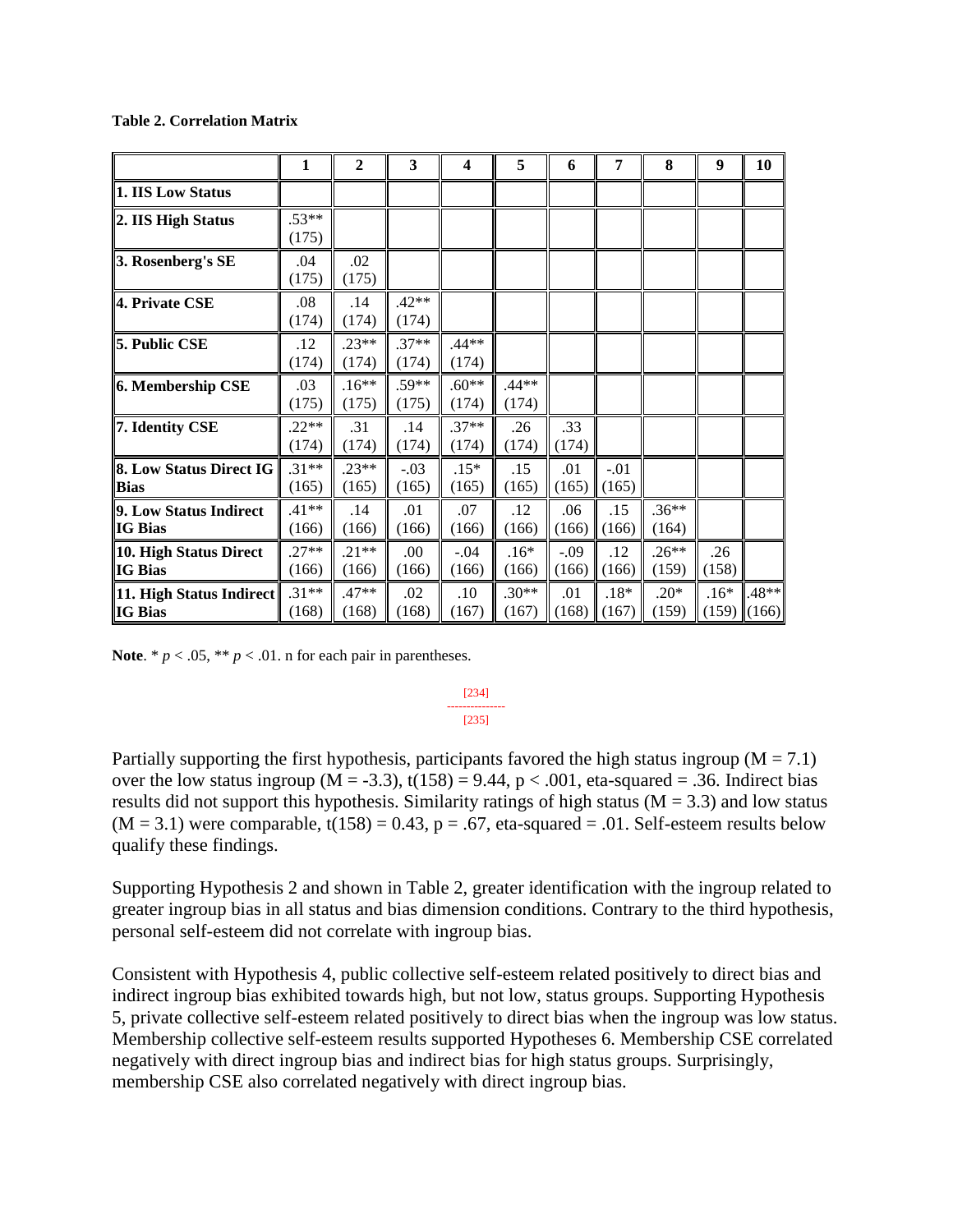**Table 2. Correlation Matrix**

| | 1 | 2 | 3 | 4 | 5 | 6 | 7 | 8 | 9 | 10 |
|---|---|---|---|---|---|---|---|---|---|---|
| **1. IIS Low Status** | | | | | | | | | | |
| **2. IIS High Status** | .53** (175) | | | | | | | | | |
| **3. Rosenberg's SE** | .04 (175) | .02 (175) | | | | | | | | |
| **4. Private CSE** | .08 (174) | .14 (174) | .42** (174) | | | | | | | |
| **5. Public CSE** | .12 (174) | .23** (174) | .37** (174) | .44** (174) | | | | | | |
| **6. Membership CSE** | .03 (175) | .16** (175) | .59** (175) | .60** (174) | .44** (174) | | | | | |
| **7. Identity CSE** | .22** (174) | .31 (174) | .14 (174) | .37** (174) | .26 (174) | .33 (174) | | | | |
| **8. Low Status Direct IG Bias** | .31** (165) | .23** (165) | -.03 (165) | .15* (165) | .15 (165) | .01 (165) | -.01 (165) | | | |
| **9. Low Status Indirect IG Bias** | .41** (166) | .14 (166) | .01 (166) | .07 (166) | .12 (166) | .06 (166) | .15 (166) | .36** (164) | | |
| **10. High Status Direct IG Bias** | .27** (166) | .21** (166) | .00 (166) | -.04 (166) | .16* (166) | -.09 (166) | .12 (166) | .26** (159) | .26 (158) | |
| **11. High Status Indirect IG Bias** | .31** (168) | .47** (168) | .02 (168) | .10 (167) | .30** (167) | .01 (168) | .18* (167) | .20* (159) | .16* (159) | .48** (166) |

**Note**. * $p < .05$, ** $p < .01$. n for each pair in parentheses.

[234]
---------------
[235]

Partially supporting the first hypothesis, participants favored the high status ingroup ($M = 7.1$) over the low status ingroup ($M = -3.3$), $t(158) = 9.44$, $p < .001$, eta-squared = .36. Indirect bias results did not support this hypothesis. Similarity ratings of high status ($M = 3.3$) and low status ($M = 3.1$) were comparable, $t(158) = 0.43$, $p = .67$, eta-squared = .01. Self-esteem results below qualify these findings.

Supporting Hypothesis 2 and shown in Table 2, greater identification with the ingroup related to greater ingroup bias in all status and bias dimension conditions. Contrary to the third hypothesis, personal self-esteem did not correlate with ingroup bias.

Consistent with Hypothesis 4, public collective self-esteem related positively to direct bias and indirect ingroup bias exhibited towards high, but not low, status groups. Supporting Hypothesis 5, private collective self-esteem related positively to direct bias when the ingroup was low status. Membership collective self-esteem results supported Hypotheses 6. Membership CSE correlated negatively with direct ingroup bias and indirect bias for high status groups. Surprisingly, membership CSE also correlated negatively with direct ingroup bias.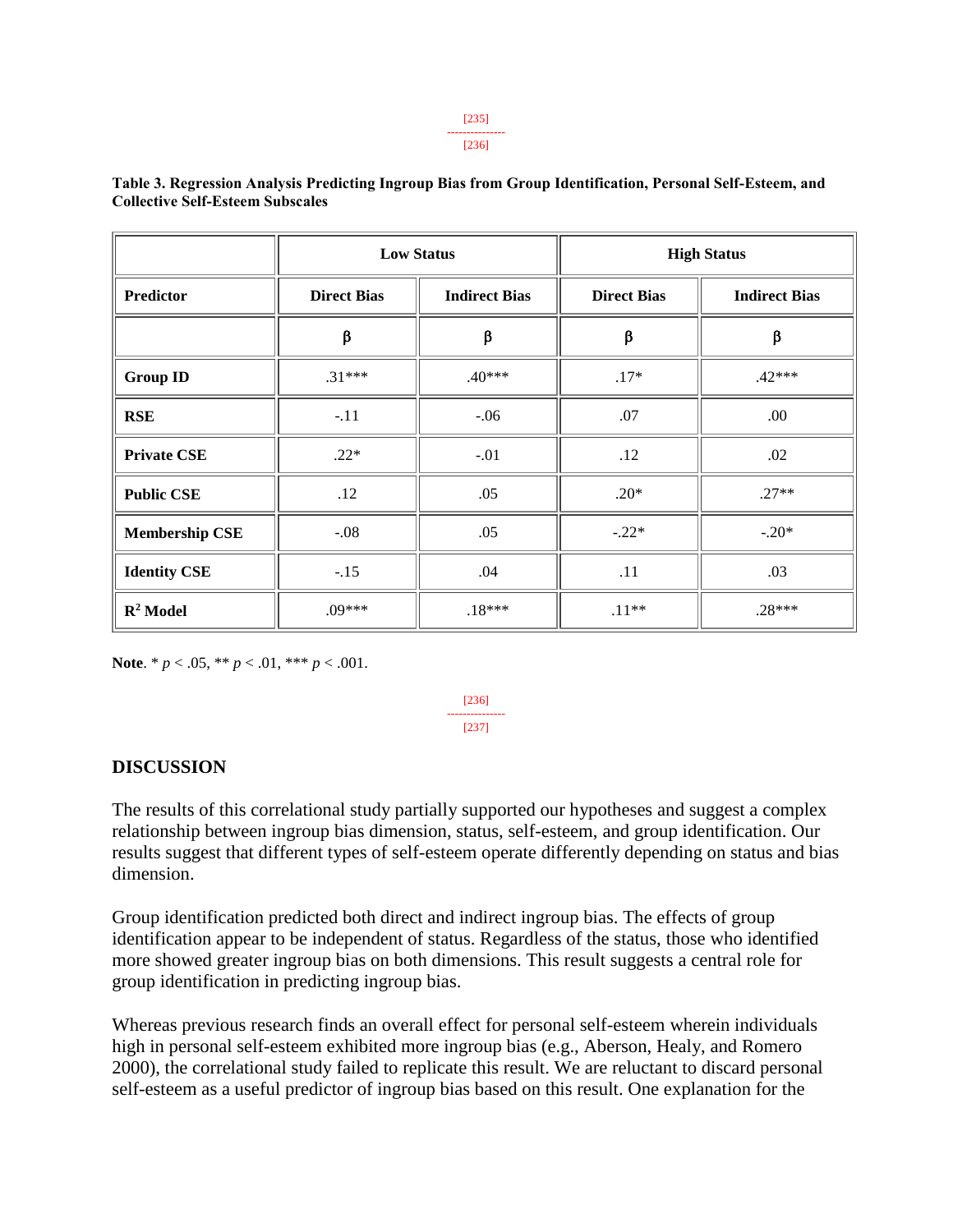**Table 3. Regression Analysis Predicting Ingroup Bias from Group Identification, Personal Self-Esteem, and Collective Self-Esteem Subscales**

| | Low Status | | High Status | |
|---|---|---|---|---|
| **Predictor** | **Direct Bias** | **Indirect Bias** | **Direct Bias** | **Indirect Bias** |
| | β | β | β | β |
| **Group ID** | .31*** | .40*** | .17* | .42*** |
| **RSE** | -.11 | -.06 | .07 | .00 |
| **Private CSE** | .22* | -.01 | .12 | .02 |
| **Public CSE** | .12 | .05 | .20* | .27** |
| **Membership CSE** | -.08 | .05 | -.22* | -.20* |
| **Identity CSE** | -.15 | .04 | .11 | .03 |
| **$R^2$ Model** | .09*** | .18*** | .11** | .28*** |

**Note**. * $p < .05$, ** $p < .01$, *** $p < .001$.

## DISCUSSION

The results of this correlational study partially supported our hypotheses and suggest a complex relationship between ingroup bias dimension, status, self-esteem, and group identification. Our results suggest that different types of self-esteem operate differently depending on status and bias dimension.

Group identification predicted both direct and indirect ingroup bias. The effects of group identification appear to be independent of status. Regardless of the status, those who identified more showed greater ingroup bias on both dimensions. This result suggests a central role for group identification in predicting ingroup bias.

Whereas previous research finds an overall effect for personal self-esteem wherein individuals high in personal self-esteem exhibited more ingroup bias (e.g., Aberson, Healy, and Romero 2000), the correlational study failed to replicate this result. We are reluctant to discard personal self-esteem as a useful predictor of ingroup bias based on this result. One explanation for the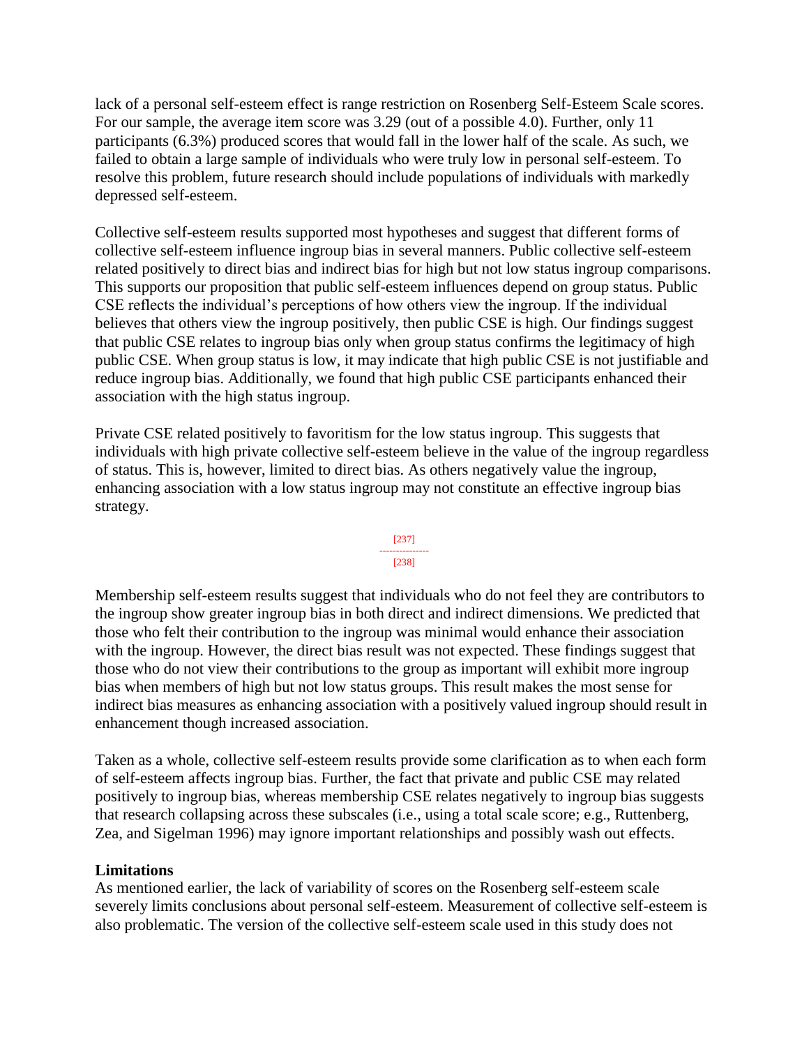lack of a personal self-esteem effect is range restriction on Rosenberg Self-Esteem Scale scores. For our sample, the average item score was 3.29 (out of a possible 4.0). Further, only 11 participants (6.3%) produced scores that would fall in the lower half of the scale. As such, we failed to obtain a large sample of individuals who were truly low in personal self-esteem. To resolve this problem, future research should include populations of individuals with markedly depressed self-esteem.

Collective self-esteem results supported most hypotheses and suggest that different forms of collective self-esteem influence ingroup bias in several manners. Public collective self-esteem related positively to direct bias and indirect bias for high but not low status ingroup comparisons. This supports our proposition that public self-esteem influences depend on group status. Public CSE reflects the individual's perceptions of how others view the ingroup. If the individual believes that others view the ingroup positively, then public CSE is high. Our findings suggest that public CSE relates to ingroup bias only when group status confirms the legitimacy of high public CSE. When group status is low, it may indicate that high public CSE is not justifiable and reduce ingroup bias. Additionally, we found that high public CSE participants enhanced their association with the high status ingroup.

Private CSE related positively to favoritism for the low status ingroup. This suggests that individuals with high private collective self-esteem believe in the value of the ingroup regardless of status. This is, however, limited to direct bias. As others negatively value the ingroup, enhancing association with a low status ingroup may not constitute an effective ingroup bias strategy.

Membership self-esteem results suggest that individuals who do not feel they are contributors to the ingroup show greater ingroup bias in both direct and indirect dimensions. We predicted that those who felt their contribution to the ingroup was minimal would enhance their association with the ingroup. However, the direct bias result was not expected. These findings suggest that those who do not view their contributions to the group as important will exhibit more ingroup bias when members of high but not low status groups. This result makes the most sense for indirect bias measures as enhancing association with a positively valued ingroup should result in enhancement though increased association.

Taken as a whole, collective self-esteem results provide some clarification as to when each form of self-esteem affects ingroup bias. Further, the fact that private and public CSE may related positively to ingroup bias, whereas membership CSE relates negatively to ingroup bias suggests that research collapsing across these subscales (i.e., using a total scale score; e.g., Ruttenberg, Zea, and Sigelman 1996) may ignore important relationships and possibly wash out effects.

**Limitations**

As mentioned earlier, the lack of variability of scores on the Rosenberg self-esteem scale severely limits conclusions about personal self-esteem. Measurement of collective self-esteem is also problematic. The version of the collective self-esteem scale used in this study does not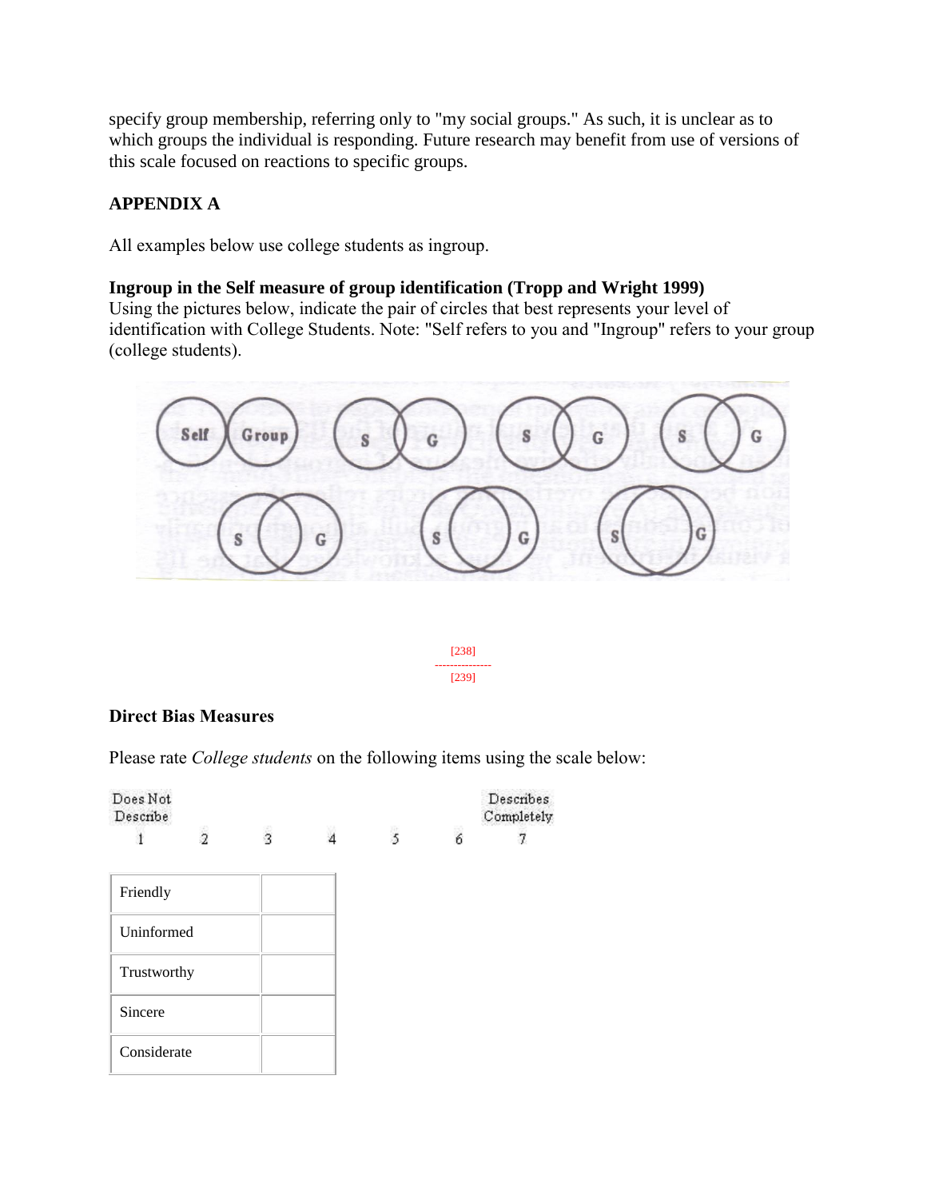specify group membership, referring only to "my social groups." As such, it is unclear as to which groups the individual is responding. Future research may benefit from use of versions of this scale focused on reactions to specific groups.

## APPENDIX A

All examples below use college students as ingroup.

**Ingroup in the Self measure of group identification (Tropp and Wright 1999)**
Using the pictures below, indicate the pair of circles that best represents your level of identification with College Students. Note: "Self refers to you and "Ingroup" refers to your group (college students).

[238]
---------------
[239]

**Direct Bias Measures**

Please rate *College students* on the following items using the scale below:

| Does Not Describe | | | | | | Describes Completely |
|---|---|---|---|---|---|---|
| 1 | 2 | 3 | 4 | 5 | 6 | 7 |

| | |
|---|---|
| Friendly | |
| Uninformed | |
| Trustworthy | |
| Sincere | |
| Considerate | |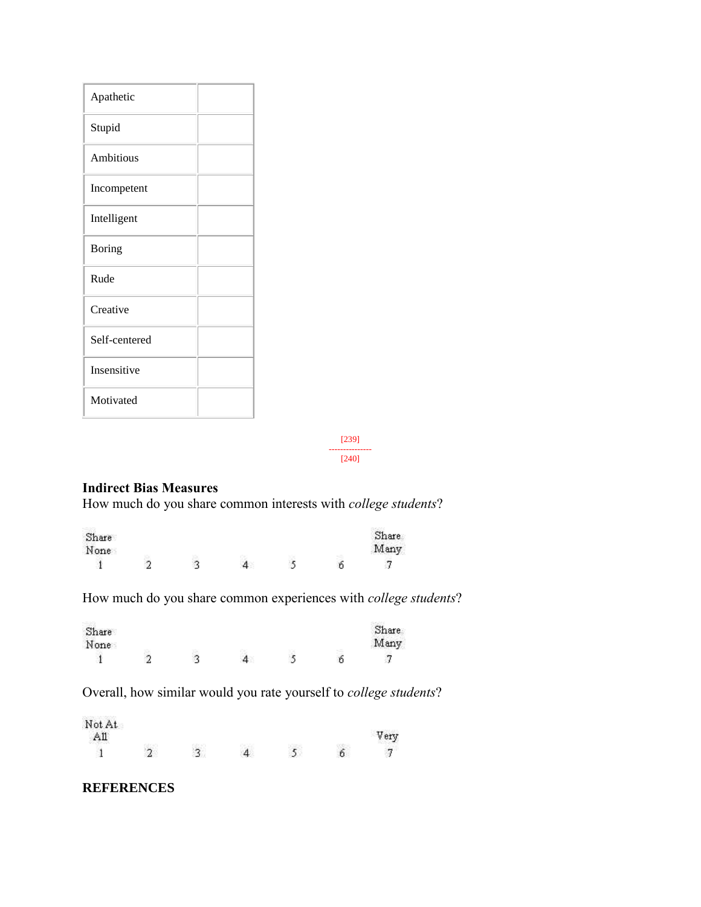| Apathetic | |
|---|---|
| Stupid | |
| Ambitious | |
| Incompetent | |
| Intelligent | |
| Boring | |
| Rude | |
| Creative | |
| Self-centered | |
| Insensitive | |
| Motivated | |

[239]

---

[240]

**Indirect Bias Measures**

How much do you share common interests with *college students*?

| Share None | | | | | | Share Many |
|---|---|---|---|---|---|---|
| 1 | 2 | 3 | 4 | 5 | 6 | 7 |

How much do you share common experiences with *college students*?

| Share None | | | | | | Share Many |
|---|---|---|---|---|---|---|
| 1 | 2 | 3 | 4 | 5 | 6 | 7 |

Overall, how similar would you rate yourself to *college students*?

| Not At All | | | | | | Very |
|---|---|---|---|---|---|---|
| 1 | 2 | 3 | 4 | 5 | 6 | 7 |

## REFERENCES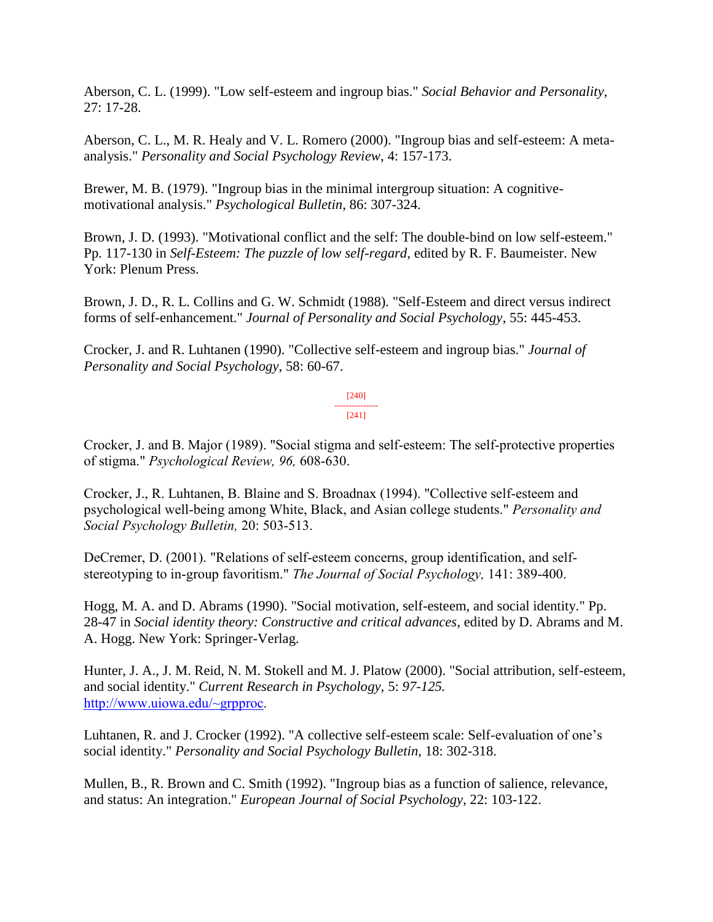Aberson, C. L. (1999). "Low self-esteem and ingroup bias." *Social Behavior and Personality*, 27: 17-28.

Aberson, C. L., M. R. Healy and V. L. Romero (2000). "Ingroup bias and self-esteem: A meta-analysis." *Personality and Social Psychology Review*, 4: 157-173.

Brewer, M. B. (1979). "Ingroup bias in the minimal intergroup situation: A cognitive-motivational analysis." *Psychological Bulletin*, 86: 307-324.

Brown, J. D. (1993). "Motivational conflict and the self: The double-bind on low self-esteem." Pp. 117-130 in *Self-Esteem: The puzzle of low self-regard*, edited by R. F. Baumeister. New York: Plenum Press.

Brown, J. D., R. L. Collins and G. W. Schmidt (1988). "Self-Esteem and direct versus indirect forms of self-enhancement." *Journal of Personality and Social Psychology*, 55: 445-453.

Crocker, J. and R. Luhtanen (1990). "Collective self-esteem and ingroup bias." *Journal of Personality and Social Psychology*, 58: 60-67.

Crocker, J. and B. Major (1989). "Social stigma and self-esteem: The self-protective properties of stigma." *Psychological Review, 96,* 608-630.

Crocker, J., R. Luhtanen, B. Blaine and S. Broadnax (1994). "Collective self-esteem and psychological well-being among White, Black, and Asian college students." *Personality and Social Psychology Bulletin,* 20: 503-513.

DeCremer, D. (2001). "Relations of self-esteem concerns, group identification, and self-stereotyping to in-group favoritism." *The Journal of Social Psychology,* 141: 389-400.

Hogg, M. A. and D. Abrams (1990). "Social motivation, self-esteem, and social identity." Pp. 28-47 in *Social identity theory: Constructive and critical advances*, edited by D. Abrams and M. A. Hogg. New York: Springer-Verlag.

Hunter, J. A., J. M. Reid, N. M. Stokell and M. J. Platow (2000). "Social attribution, self-esteem, and social identity." *Current Research in Psychology,* 5: *97-125.* http://www.uiowa.edu/~grpproc.

Luhtanen, R. and J. Crocker (1992). "A collective self-esteem scale: Self-evaluation of one's social identity." *Personality and Social Psychology Bulletin*, 18: 302-318.

Mullen, B., R. Brown and C. Smith (1992). "Ingroup bias as a function of salience, relevance, and status: An integration." *European Journal of Social Psychology*, 22: 103-122.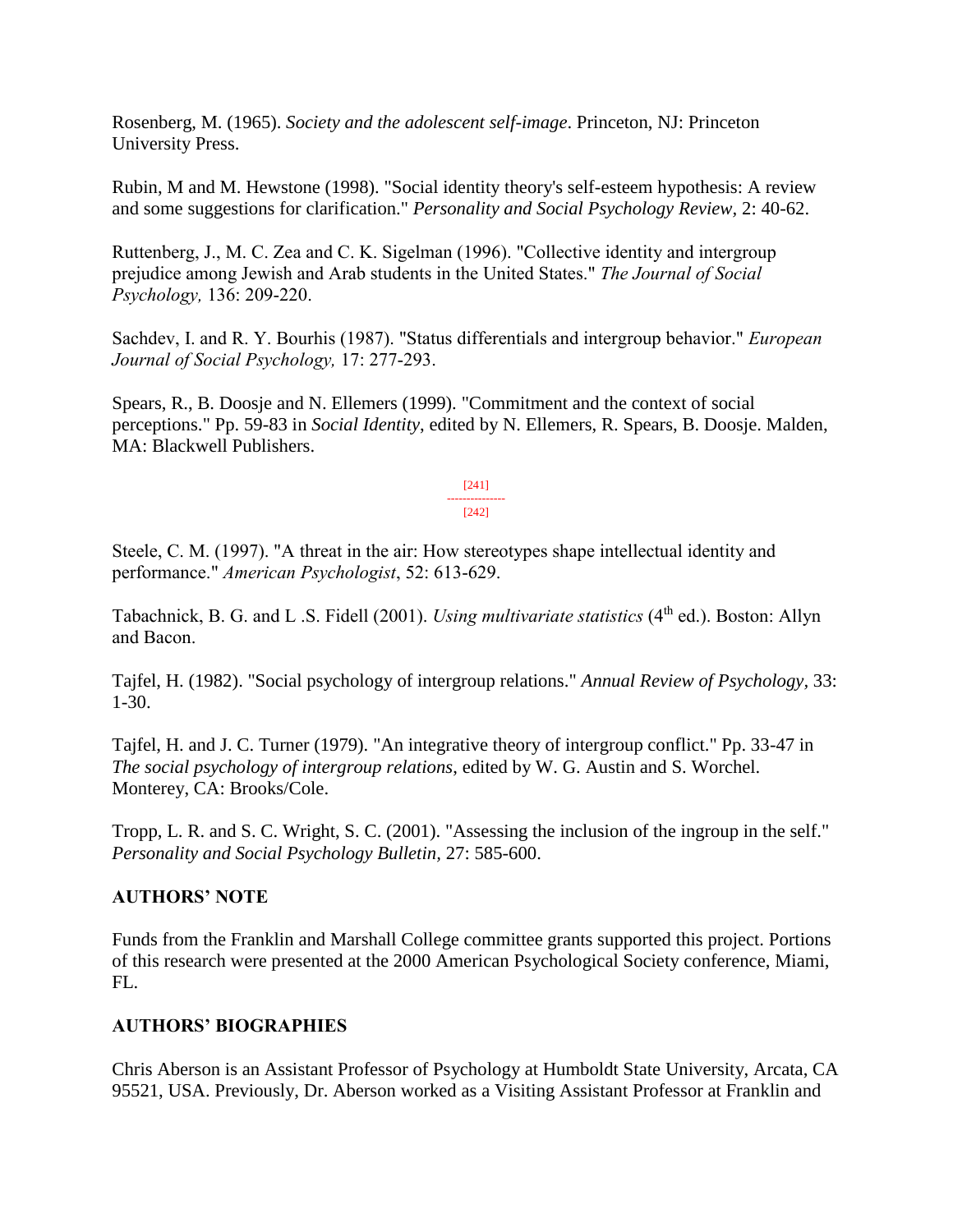Rosenberg, M. (1965). *Society and the adolescent self-image*. Princeton, NJ: Princeton University Press.

Rubin, M and M. Hewstone (1998). "Social identity theory's self-esteem hypothesis: A review and some suggestions for clarification." *Personality and Social Psychology Review,* 2: 40-62.

Ruttenberg, J., M. C. Zea and C. K. Sigelman (1996). "Collective identity and intergroup prejudice among Jewish and Arab students in the United States." *The Journal of Social Psychology,* 136: 209-220.

Sachdev, I. and R. Y. Bourhis (1987). "Status differentials and intergroup behavior." *European Journal of Social Psychology,* 17: 277-293.

Spears, R., B. Doosje and N. Ellemers (1999). "Commitment and the context of social perceptions." Pp. 59-83 in *Social Identity*, edited by N. Ellemers, R. Spears, B. Doosje. Malden, MA: Blackwell Publishers.

Steele, C. M. (1997). "A threat in the air: How stereotypes shape intellectual identity and performance." *American Psychologist*, 52: 613-629.

Tabachnick, B. G. and L .S. Fidell (2001). *Using multivariate statistics* (4th ed.). Boston: Allyn and Bacon.

Tajfel, H. (1982). "Social psychology of intergroup relations." *Annual Review of Psychology*, 33: 1-30.

Tajfel, H. and J. C. Turner (1979). "An integrative theory of intergroup conflict." Pp. 33-47 in *The social psychology of intergroup relations*, edited by W. G. Austin and S. Worchel. Monterey, CA: Brooks/Cole.

Tropp, L. R. and S. C. Wright, S. C. (2001). "Assessing the inclusion of the ingroup in the self." *Personality and Social Psychology Bulletin*, 27: 585-600.

## AUTHORS' NOTE

Funds from the Franklin and Marshall College committee grants supported this project. Portions of this research were presented at the 2000 American Psychological Society conference, Miami, FL.

## AUTHORS' BIOGRAPHIES

Chris Aberson is an Assistant Professor of Psychology at Humboldt State University, Arcata, CA 95521, USA. Previously, Dr. Aberson worked as a Visiting Assistant Professor at Franklin and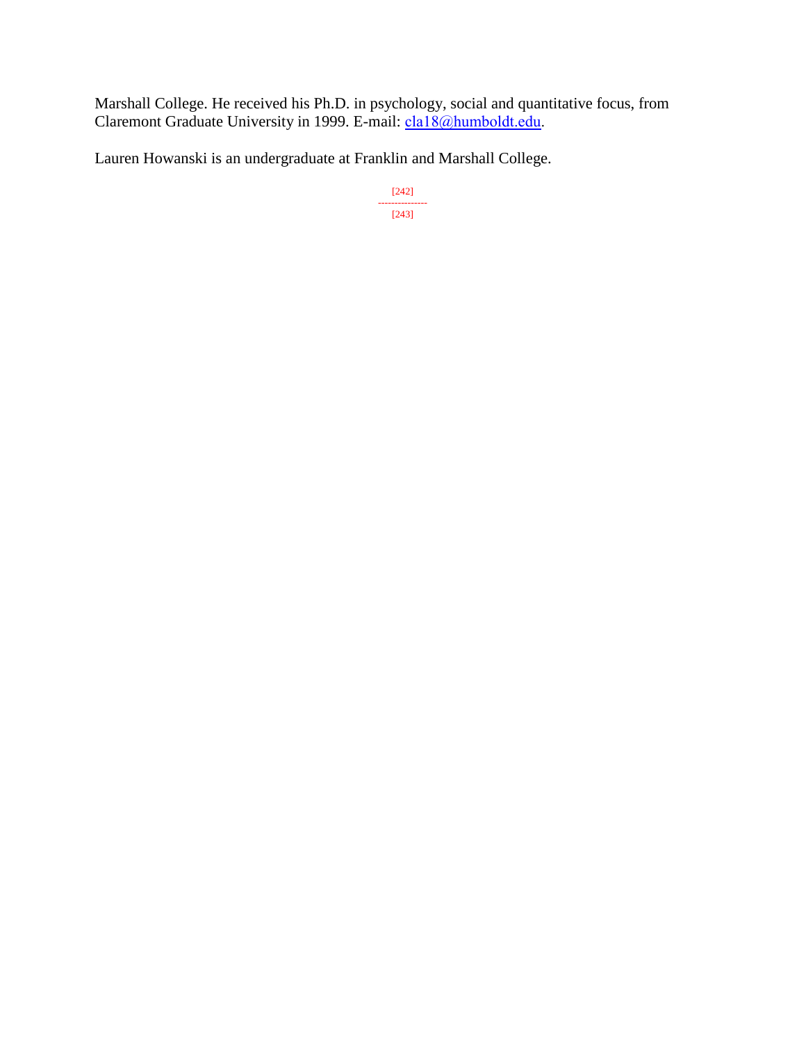Marshall College. He received his Ph.D. in psychology, social and quantitative focus, from Claremont Graduate University in 1999. E-mail: cla18@humboldt.edu.

Lauren Howanski is an undergraduate at Franklin and Marshall College.